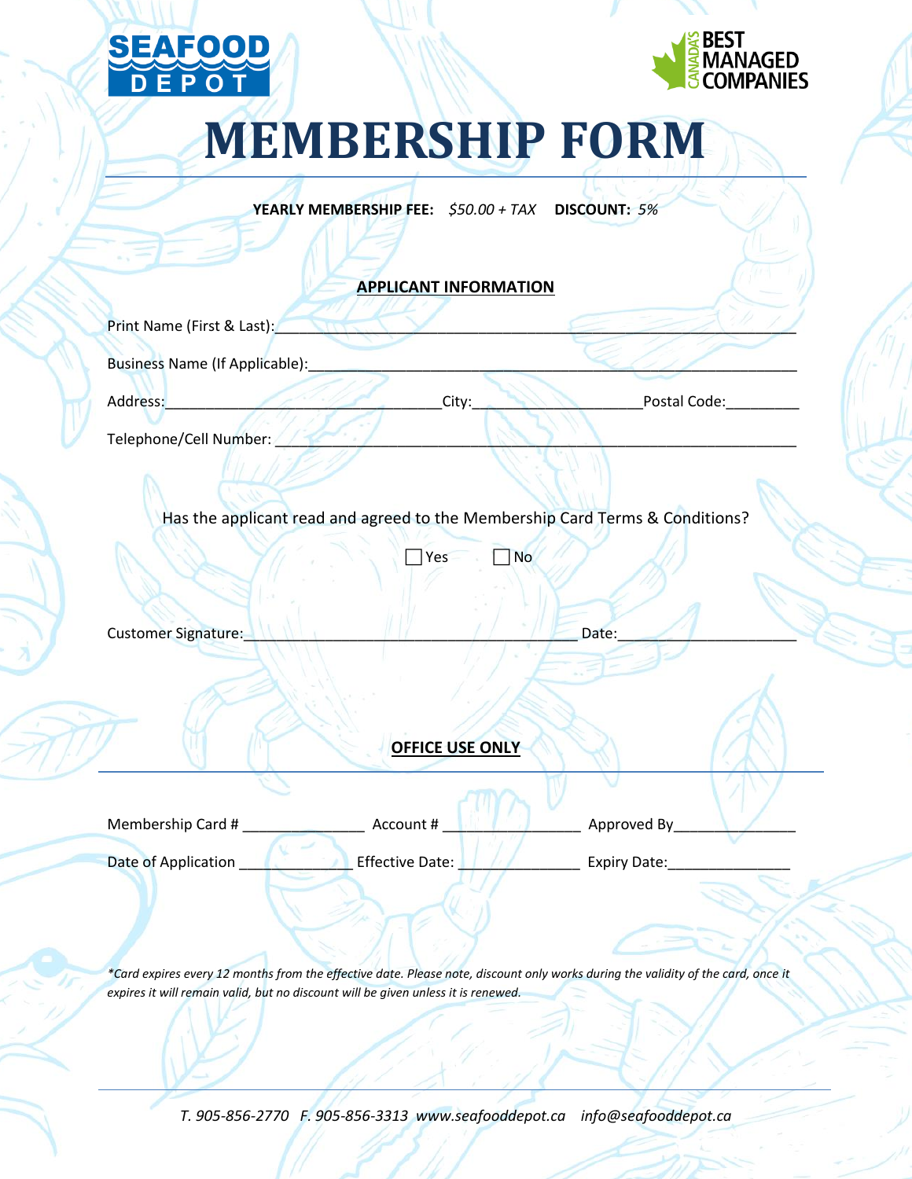SEAFOOD DEPOT

CANADA'S BEST MANAGED COMPANIES

# MEMBERSHIP FORM

**YEARLY MEMBERSHIP FEE:** *$50.00 + TAX* **DISCOUNT:** *5%*

## APPLICANT INFORMATION

Print Name (First & Last):____________________________________________________________

Business Name (If Applicable):________________________________________________________

Address:__________________________________City:____________________Postal Code:_________

Telephone/Cell Number: ______________________________________________________________

Has the applicant read and agreed to the Membership Card Terms & Conditions?

☐ Yes ☐ No

Customer Signature:_______________________________________ Date:______________________

## OFFICE USE ONLY

Membership Card # _______________ Account # ________________ Approved By_______________

Date of Application ______________ Effective Date: _______________ Expiry Date:_______________

*\*Card expires every 12 months from the effective date. Please note, discount only works during the validity of the card, once it expires it will remain valid, but no discount will be given unless it is renewed.*

*T. 905-856-2770 F. 905-856-3313 www.seafooddepot.ca info@seafooddepot.ca*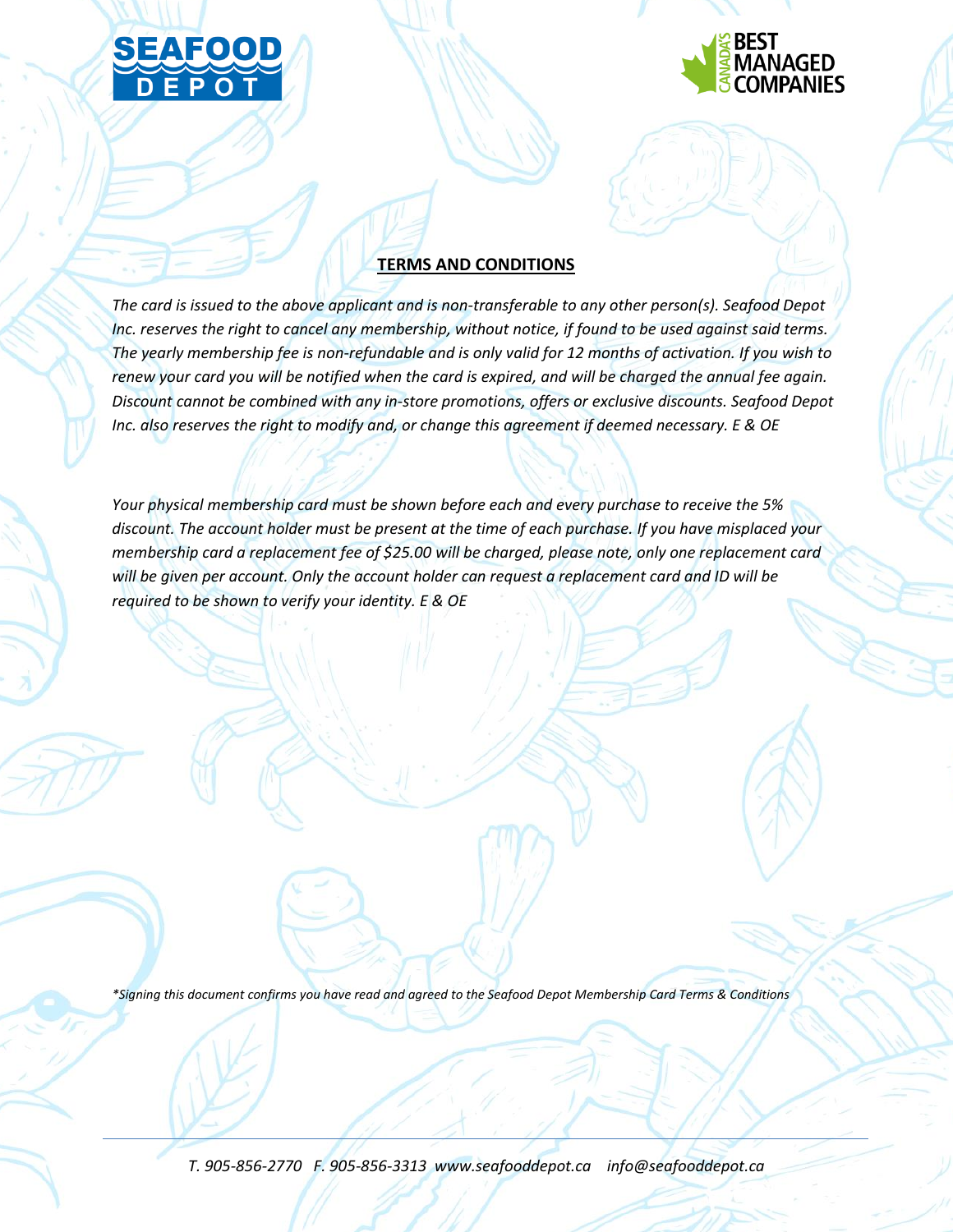SEAFOOD DEPOT

CANADA'S BEST MANAGED COMPANIES

## TERMS AND CONDITIONS

*The card is issued to the above applicant and is non-transferable to any other person(s). Seafood Depot Inc. reserves the right to cancel any membership, without notice, if found to be used against said terms. The yearly membership fee is non-refundable and is only valid for 12 months of activation. If you wish to renew your card you will be notified when the card is expired, and will be charged the annual fee again. Discount cannot be combined with any in-store promotions, offers or exclusive discounts. Seafood Depot Inc. also reserves the right to modify and, or change this agreement if deemed necessary. E & OE*

*Your physical membership card must be shown before each and every purchase to receive the 5% discount. The account holder must be present at the time of each purchase. If you have misplaced your membership card a replacement fee of $25.00 will be charged, please note, only one replacement card will be given per account. Only the account holder can request a replacement card and ID will be required to be shown to verify your identity. E & OE*

*\*Signing this document confirms you have read and agreed to the Seafood Depot Membership Card Terms & Conditions*

*T. 905-856-2770 F. 905-856-3313 www.seafooddepot.ca info@seafooddepot.ca*